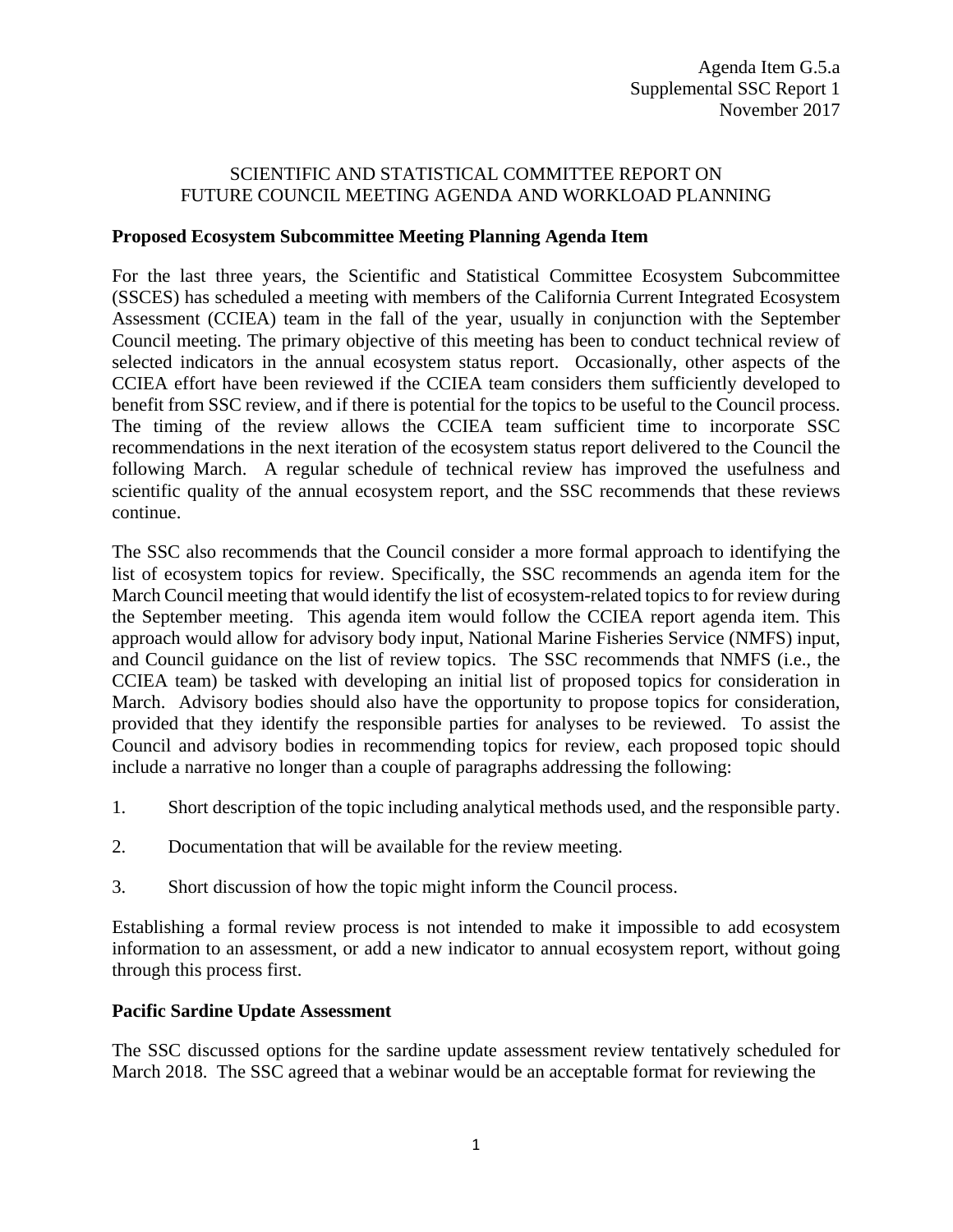Agenda Item G.5.a
Supplemental SSC Report 1
November 2017

# SCIENTIFIC AND STATISTICAL COMMITTEE REPORT ON FUTURE COUNCIL MEETING AGENDA AND WORKLOAD PLANNING

## Proposed Ecosystem Subcommittee Meeting Planning Agenda Item

For the last three years, the Scientific and Statistical Committee Ecosystem Subcommittee (SSCES) has scheduled a meeting with members of the California Current Integrated Ecosystem Assessment (CCIEA) team in the fall of the year, usually in conjunction with the September Council meeting. The primary objective of this meeting has been to conduct technical review of selected indicators in the annual ecosystem status report. Occasionally, other aspects of the CCIEA effort have been reviewed if the CCIEA team considers them sufficiently developed to benefit from SSC review, and if there is potential for the topics to be useful to the Council process. The timing of the review allows the CCIEA team sufficient time to incorporate SSC recommendations in the next iteration of the ecosystem status report delivered to the Council the following March. A regular schedule of technical review has improved the usefulness and scientific quality of the annual ecosystem report, and the SSC recommends that these reviews continue.

The SSC also recommends that the Council consider a more formal approach to identifying the list of ecosystem topics for review. Specifically, the SSC recommends an agenda item for the March Council meeting that would identify the list of ecosystem-related topics to for review during the September meeting. This agenda item would follow the CCIEA report agenda item. This approach would allow for advisory body input, National Marine Fisheries Service (NMFS) input, and Council guidance on the list of review topics. The SSC recommends that NMFS (i.e., the CCIEA team) be tasked with developing an initial list of proposed topics for consideration in March. Advisory bodies should also have the opportunity to propose topics for consideration, provided that they identify the responsible parties for analyses to be reviewed. To assist the Council and advisory bodies in recommending topics for review, each proposed topic should include a narrative no longer than a couple of paragraphs addressing the following:

1. Short description of the topic including analytical methods used, and the responsible party.

2. Documentation that will be available for the review meeting.

3. Short discussion of how the topic might inform the Council process.

Establishing a formal review process is not intended to make it impossible to add ecosystem information to an assessment, or add a new indicator to annual ecosystem report, without going through this process first.

## Pacific Sardine Update Assessment

The SSC discussed options for the sardine update assessment review tentatively scheduled for March 2018. The SSC agreed that a webinar would be an acceptable format for reviewing the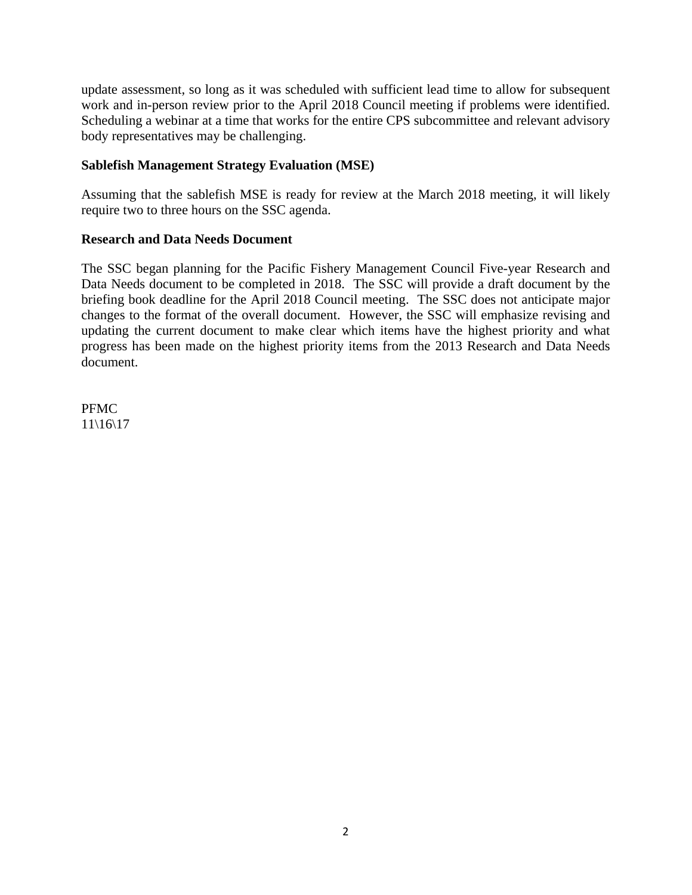update assessment, so long as it was scheduled with sufficient lead time to allow for subsequent work and in-person review prior to the April 2018 Council meeting if problems were identified. Scheduling a webinar at a time that works for the entire CPS subcommittee and relevant advisory body representatives may be challenging.

**Sablefish Management Strategy Evaluation (MSE)**

Assuming that the sablefish MSE is ready for review at the March 2018 meeting, it will likely require two to three hours on the SSC agenda.

**Research and Data Needs Document**

The SSC began planning for the Pacific Fishery Management Council Five-year Research and Data Needs document to be completed in 2018. The SSC will provide a draft document by the briefing book deadline for the April 2018 Council meeting. The SSC does not anticipate major changes to the format of the overall document. However, the SSC will emphasize revising and updating the current document to make clear which items have the highest priority and what progress has been made on the highest priority items from the 2013 Research and Data Needs document.

PFMC
11\16\17